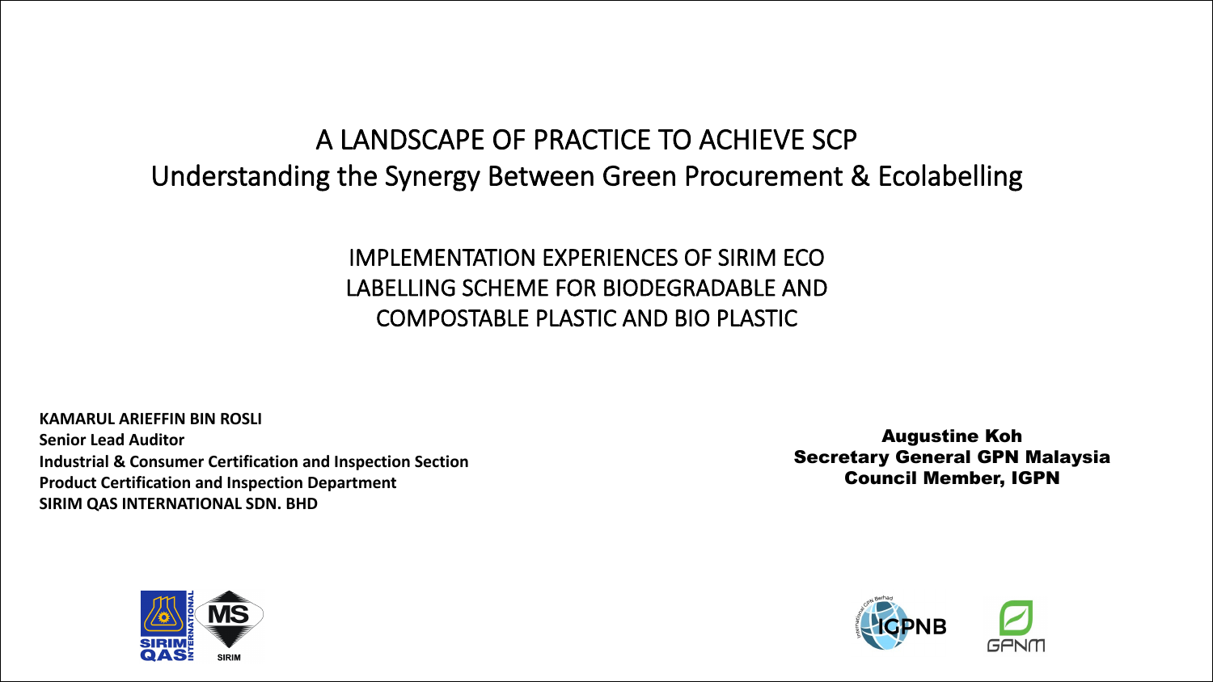# A LANDSCAPE OF PRACTICE TO ACHIEVE SCP
## Understanding the Synergy Between Green Procurement & Ecolabelling

### IMPLEMENTATION EXPERIENCES OF SIRIM ECO LABELLING SCHEME FOR BIODEGRADABLE AND COMPOSTABLE PLASTIC AND BIO PLASTIC

**KAMARUL ARIEFFIN BIN ROSLI**
**Senior Lead Auditor**
**Industrial & Consumer Certification and Inspection Section**
**Product Certification and Inspection Department**
**SIRIM QAS INTERNATIONAL SDN. BHD**

**Augustine Koh**
**Secretary General GPN Malaysia**
**Council Member, IGPN**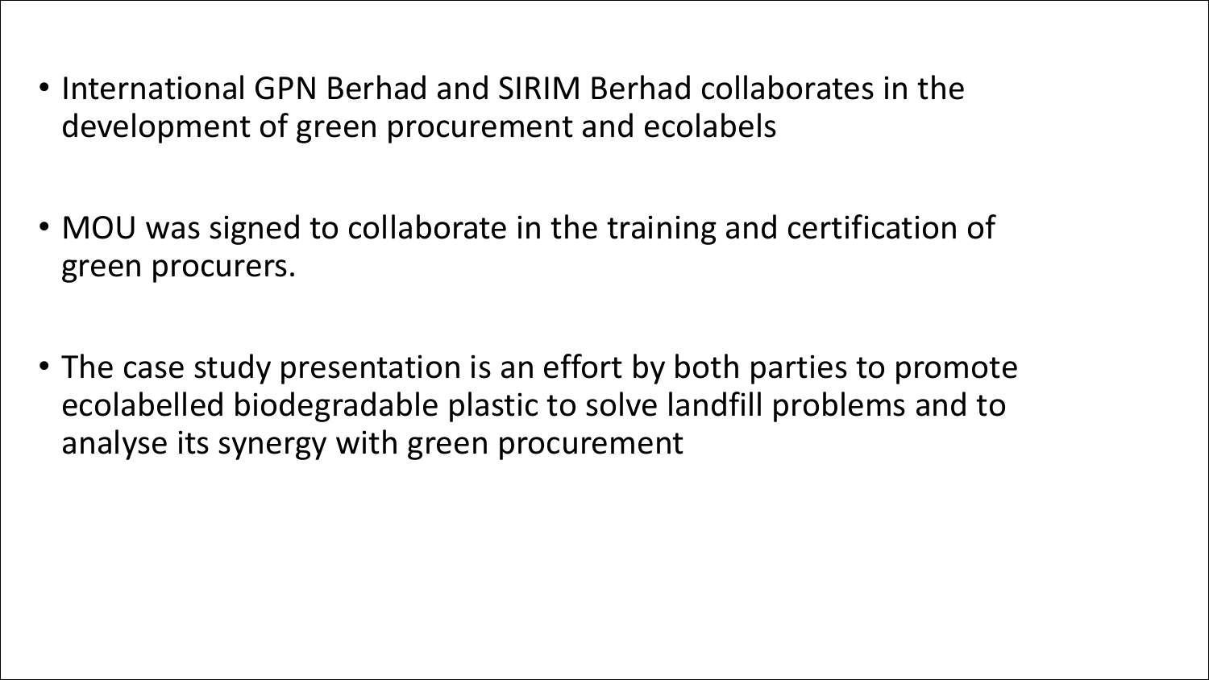- International GPN Berhad and SIRIM Berhad collaborates in the development of green procurement and ecolabels

- MOU was signed to collaborate in the training and certification of green procurers.

- The case study presentation is an effort by both parties to promote ecolabelled biodegradable plastic to solve landfill problems and to analyse its synergy with green procurement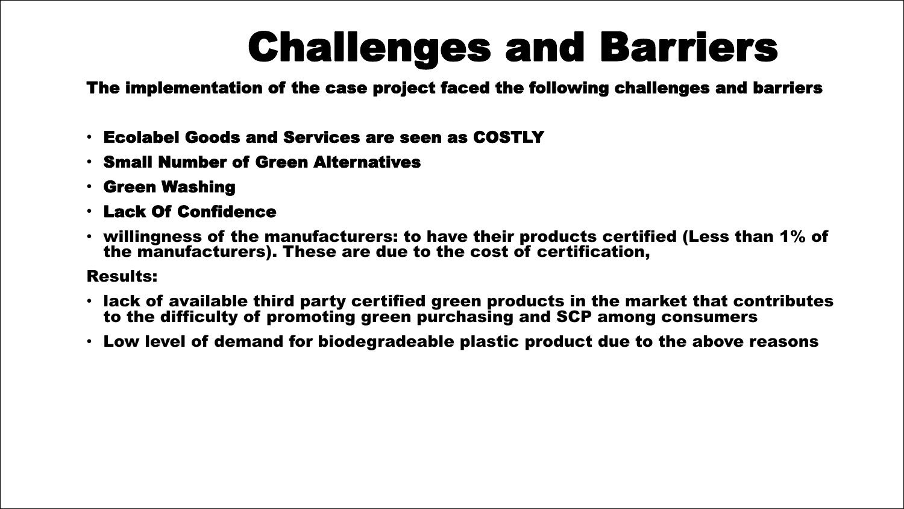# Challenges and Barriers

**The implementation of the case project faced the following challenges and barriers**

- **Ecolabel Goods and Services are seen as COSTLY**
- **Small Number of Green Alternatives**
- **Green Washing**
- **Lack Of Confidence**
- **willingness of the manufacturers: to have their products certified (Less than 1% of the manufacturers). These are due to the cost of certification,**

**Results:**

- **lack of available third party certified green products in the market that contributes to the difficulty of promoting green purchasing and SCP among consumers**
- **Low level of demand for biodegradeable plastic product due to the above reasons**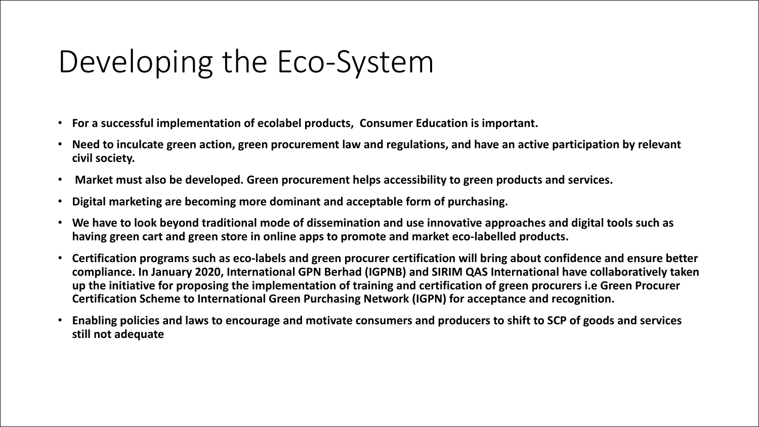# Developing the Eco-System

- **For a successful implementation of ecolabel products, Consumer Education is important.**
- **Need to inculcate green action, green procurement law and regulations, and have an active participation by relevant civil society.**
- **Market must also be developed. Green procurement helps accessibility to green products and services.**
- **Digital marketing are becoming more dominant and acceptable form of purchasing.**
- **We have to look beyond traditional mode of dissemination and use innovative approaches and digital tools such as having green cart and green store in online apps to promote and market eco-labelled products.**
- **Certification programs such as eco-labels and green procurer certification will bring about confidence and ensure better compliance. In January 2020, International GPN Berhad (IGPNB) and SIRIM QAS International have collaboratively taken up the initiative for proposing the implementation of training and certification of green procurers i.e Green Procurer Certification Scheme to International Green Purchasing Network (IGPN) for acceptance and recognition.**
- **Enabling policies and laws to encourage and motivate consumers and producers to shift to SCP of goods and services still not adequate**